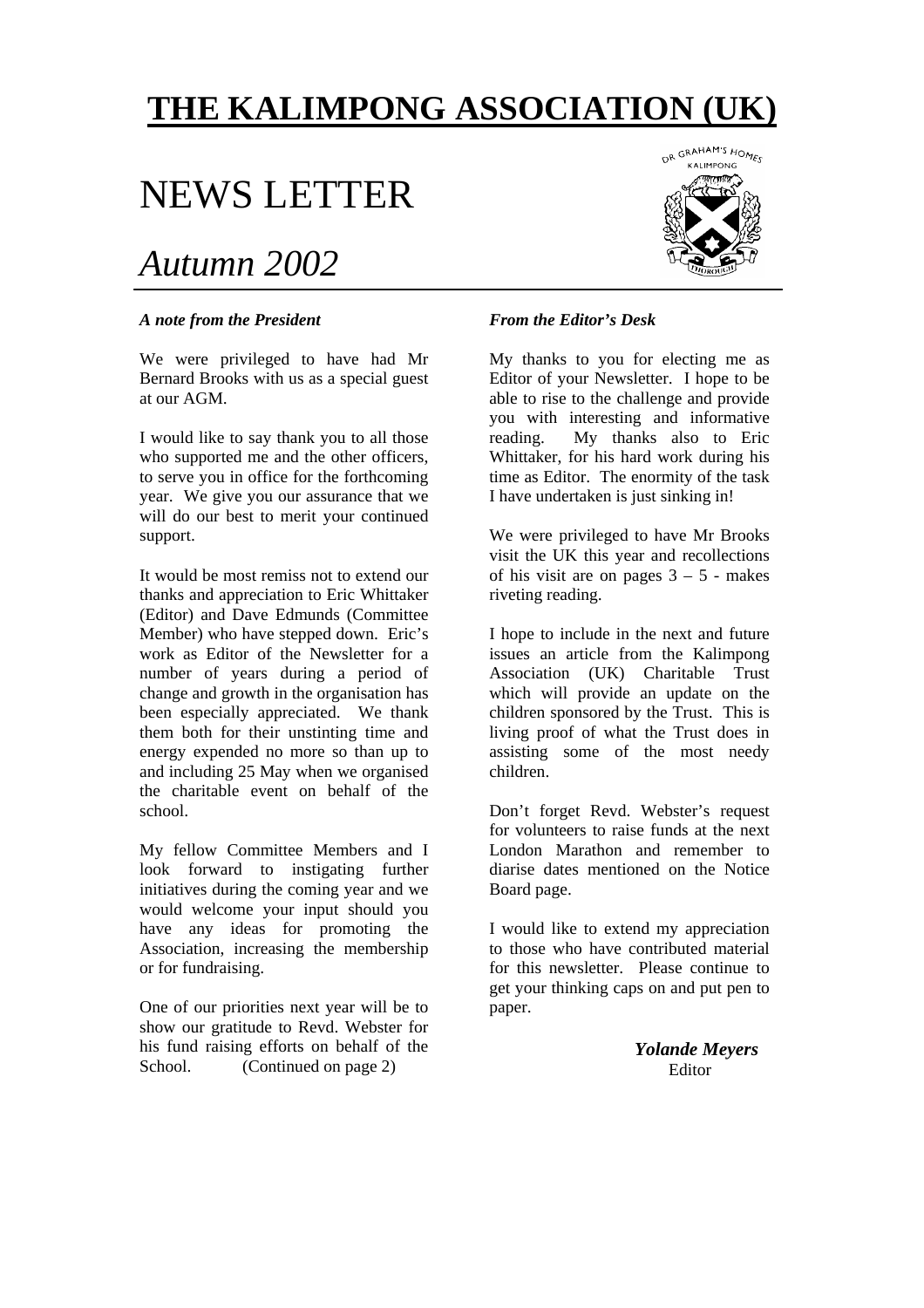# THE KALIMPONG ASSOCIATION (UK)

# NEWS LETTER

# *Autumn 2002*

***A note from the President***

We were privileged to have had Mr Bernard Brooks with us as a special guest at our AGM.

I would like to say thank you to all those who supported me and the other officers, to serve you in office for the forthcoming year. We give you our assurance that we will do our best to merit your continued support.

It would be most remiss not to extend our thanks and appreciation to Eric Whittaker (Editor) and Dave Edmunds (Committee Member) who have stepped down. Eric's work as Editor of the Newsletter for a number of years during a period of change and growth in the organisation has been especially appreciated. We thank them both for their unstinting time and energy expended no more so than up to and including 25 May when we organised the charitable event on behalf of the school.

My fellow Committee Members and I look forward to instigating further initiatives during the coming year and we would welcome your input should you have any ideas for promoting the Association, increasing the membership or for fundraising.

One of our priorities next year will be to show our gratitude to Revd. Webster for his fund raising efforts on behalf of the School. (Continued on page 2)

***From the Editor's Desk***

My thanks to you for electing me as Editor of your Newsletter. I hope to be able to rise to the challenge and provide you with interesting and informative reading. My thanks also to Eric Whittaker, for his hard work during his time as Editor. The enormity of the task I have undertaken is just sinking in!

We were privileged to have Mr Brooks visit the UK this year and recollections of his visit are on pages 3 – 5 - makes riveting reading.

I hope to include in the next and future issues an article from the Kalimpong Association (UK) Charitable Trust which will provide an update on the children sponsored by the Trust. This is living proof of what the Trust does in assisting some of the most needy children.

Don't forget Revd. Webster's request for volunteers to raise funds at the next London Marathon and remember to diarise dates mentioned on the Notice Board page.

I would like to extend my appreciation to those who have contributed material for this newsletter. Please continue to get your thinking caps on and put pen to paper.

***Yolande Meyers***
Editor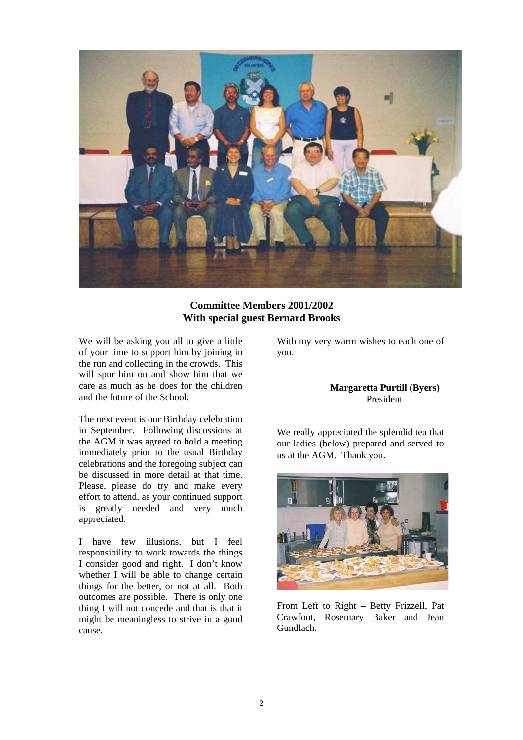**Committee Members 2001/2002**
**With special guest Bernard Brooks**

We will be asking you all to give a little of your time to support him by joining in the run and collecting in the crowds. This will spur him on and show him that we care as much as he does for the children and the future of the School.

The next event is our Birthday celebration in September. Following discussions at the AGM it was agreed to hold a meeting immediately prior to the usual Birthday celebrations and the foregoing subject can be discussed in more detail at that time. Please, please do try and make every effort to attend, as your continued support is greatly needed and very much appreciated.

I have few illusions, but I feel responsibility to work towards the things I consider good and right. I don't know whether I will be able to change certain things for the better, or not at all. Both outcomes are possible. There is only one thing I will not concede and that is that it might be meaningless to strive in a good cause.

With my very warm wishes to each one of you.

**Margaretta Purtill (Byers)**
President

We really appreciated the splendid tea that our ladies (below) prepared and served to us at the AGM. Thank you.

From Left to Right – Betty Frizzell, Pat Crawfoot, Rosemary Baker and Jean Gundlach.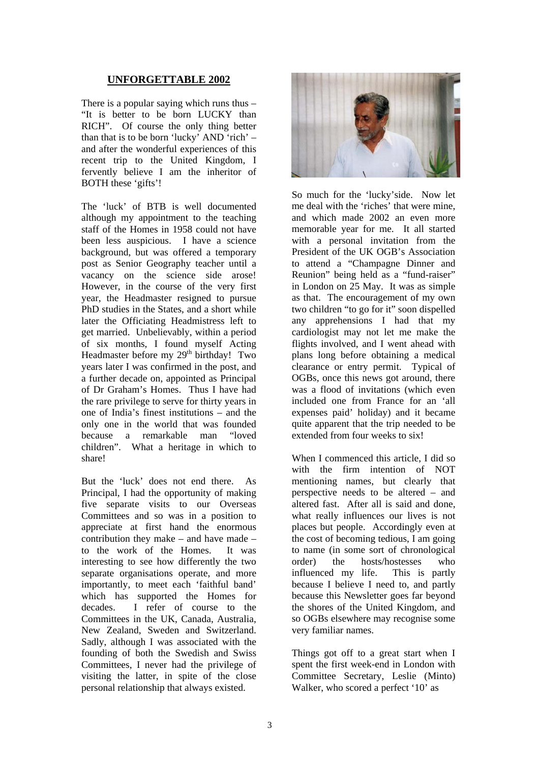## UNFORGETTABLE 2002

There is a popular saying which runs thus – "It is better to be born LUCKY than RICH". Of course the only thing better than that is to be born 'lucky' AND 'rich' – and after the wonderful experiences of this recent trip to the United Kingdom, I fervently believe I am the inheritor of BOTH these 'gifts'!

The 'luck' of BTB is well documented although my appointment to the teaching staff of the Homes in 1958 could not have been less auspicious. I have a science background, but was offered a temporary post as Senior Geography teacher until a vacancy on the science side arose! However, in the course of the very first year, the Headmaster resigned to pursue PhD studies in the States, and a short while later the Officiating Headmistress left to get married. Unbelievably, within a period of six months, I found myself Acting Headmaster before my 29th birthday! Two years later I was confirmed in the post, and a further decade on, appointed as Principal of Dr Graham's Homes. Thus I have had the rare privilege to serve for thirty years in one of India's finest institutions – and the only one in the world that was founded because a remarkable man "loved children". What a heritage in which to share!

But the 'luck' does not end there. As Principal, I had the opportunity of making five separate visits to our Overseas Committees and so was in a position to appreciate at first hand the enormous contribution they make – and have made – to the work of the Homes. It was interesting to see how differently the two separate organisations operate, and more importantly, to meet each 'faithful band' which has supported the Homes for decades. I refer of course to the Committees in the UK, Canada, Australia, New Zealand, Sweden and Switzerland. Sadly, although I was associated with the founding of both the Swedish and Swiss Committees, I never had the privilege of visiting the latter, in spite of the close personal relationship that always existed.

So much for the 'lucky'side. Now let me deal with the 'riches' that were mine, and which made 2002 an even more memorable year for me. It all started with a personal invitation from the President of the UK OGB's Association to attend a "Champagne Dinner and Reunion" being held as a "fund-raiser" in London on 25 May. It was as simple as that. The encouragement of my own two children "to go for it" soon dispelled any apprehensions I had that my cardiologist may not let me make the flights involved, and I went ahead with plans long before obtaining a medical clearance or entry permit. Typical of OGBs, once this news got around, there was a flood of invitations (which even included one from France for an 'all expenses paid' holiday) and it became quite apparent that the trip needed to be extended from four weeks to six!

When I commenced this article, I did so with the firm intention of NOT mentioning names, but clearly that perspective needs to be altered – and altered fast. After all is said and done, what really influences our lives is not places but people. Accordingly even at the cost of becoming tedious, I am going to name (in some sort of chronological order) the hosts/hostesses who influenced my life. This is partly because I believe I need to, and partly because this Newsletter goes far beyond the shores of the United Kingdom, and so OGBs elsewhere may recognise some very familiar names.

Things got off to a great start when I spent the first week-end in London with Committee Secretary, Leslie (Minto) Walker, who scored a perfect '10' as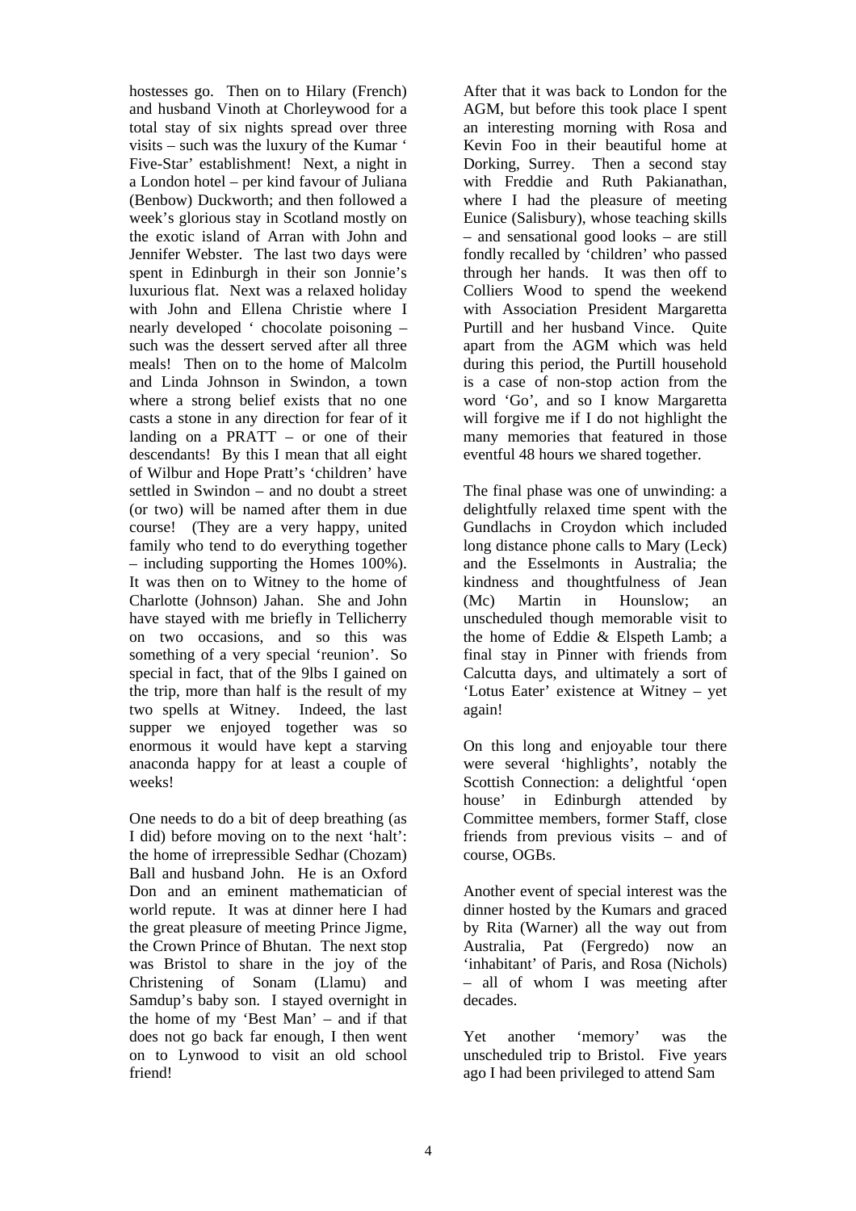hostesses go. Then on to Hilary (French) and husband Vinoth at Chorleywood for a total stay of six nights spread over three visits – such was the luxury of the Kumar ' Five-Star' establishment! Next, a night in a London hotel – per kind favour of Juliana (Benbow) Duckworth; and then followed a week's glorious stay in Scotland mostly on the exotic island of Arran with John and Jennifer Webster. The last two days were spent in Edinburgh in their son Jonnie's luxurious flat. Next was a relaxed holiday with John and Ellena Christie where I nearly developed ' chocolate poisoning – such was the dessert served after all three meals! Then on to the home of Malcolm and Linda Johnson in Swindon, a town where a strong belief exists that no one casts a stone in any direction for fear of it landing on a PRATT – or one of their descendants! By this I mean that all eight of Wilbur and Hope Pratt's 'children' have settled in Swindon – and no doubt a street (or two) will be named after them in due course! (They are a very happy, united family who tend to do everything together – including supporting the Homes 100%). It was then on to Witney to the home of Charlotte (Johnson) Jahan. She and John have stayed with me briefly in Tellicherry on two occasions, and so this was something of a very special 'reunion'. So special in fact, that of the 9lbs I gained on the trip, more than half is the result of my two spells at Witney. Indeed, the last supper we enjoyed together was so enormous it would have kept a starving anaconda happy for at least a couple of weeks!

One needs to do a bit of deep breathing (as I did) before moving on to the next 'halt': the home of irrepressible Sedhar (Chozam) Ball and husband John. He is an Oxford Don and an eminent mathematician of world repute. It was at dinner here I had the great pleasure of meeting Prince Jigme, the Crown Prince of Bhutan. The next stop was Bristol to share in the joy of the Christening of Sonam (Llamu) and Samdup's baby son. I stayed overnight in the home of my 'Best Man' – and if that does not go back far enough, I then went on to Lynwood to visit an old school friend!

After that it was back to London for the AGM, but before this took place I spent an interesting morning with Rosa and Kevin Foo in their beautiful home at Dorking, Surrey. Then a second stay with Freddie and Ruth Pakianathan, where I had the pleasure of meeting Eunice (Salisbury), whose teaching skills – and sensational good looks – are still fondly recalled by 'children' who passed through her hands. It was then off to Colliers Wood to spend the weekend with Association President Margaretta Purtill and her husband Vince. Quite apart from the AGM which was held during this period, the Purtill household is a case of non-stop action from the word 'Go', and so I know Margaretta will forgive me if I do not highlight the many memories that featured in those eventful 48 hours we shared together.

The final phase was one of unwinding: a delightfully relaxed time spent with the Gundlachs in Croydon which included long distance phone calls to Mary (Leck) and the Esselmonts in Australia; the kindness and thoughtfulness of Jean (Mc) Martin in Hounslow; an unscheduled though memorable visit to the home of Eddie & Elspeth Lamb; a final stay in Pinner with friends from Calcutta days, and ultimately a sort of 'Lotus Eater' existence at Witney – yet again!

On this long and enjoyable tour there were several 'highlights', notably the Scottish Connection: a delightful 'open house' in Edinburgh attended by Committee members, former Staff, close friends from previous visits – and of course, OGBs.

Another event of special interest was the dinner hosted by the Kumars and graced by Rita (Warner) all the way out from Australia, Pat (Fergredo) now an 'inhabitant' of Paris, and Rosa (Nichols) – all of whom I was meeting after decades.

Yet another 'memory' was the unscheduled trip to Bristol. Five years ago I had been privileged to attend Sam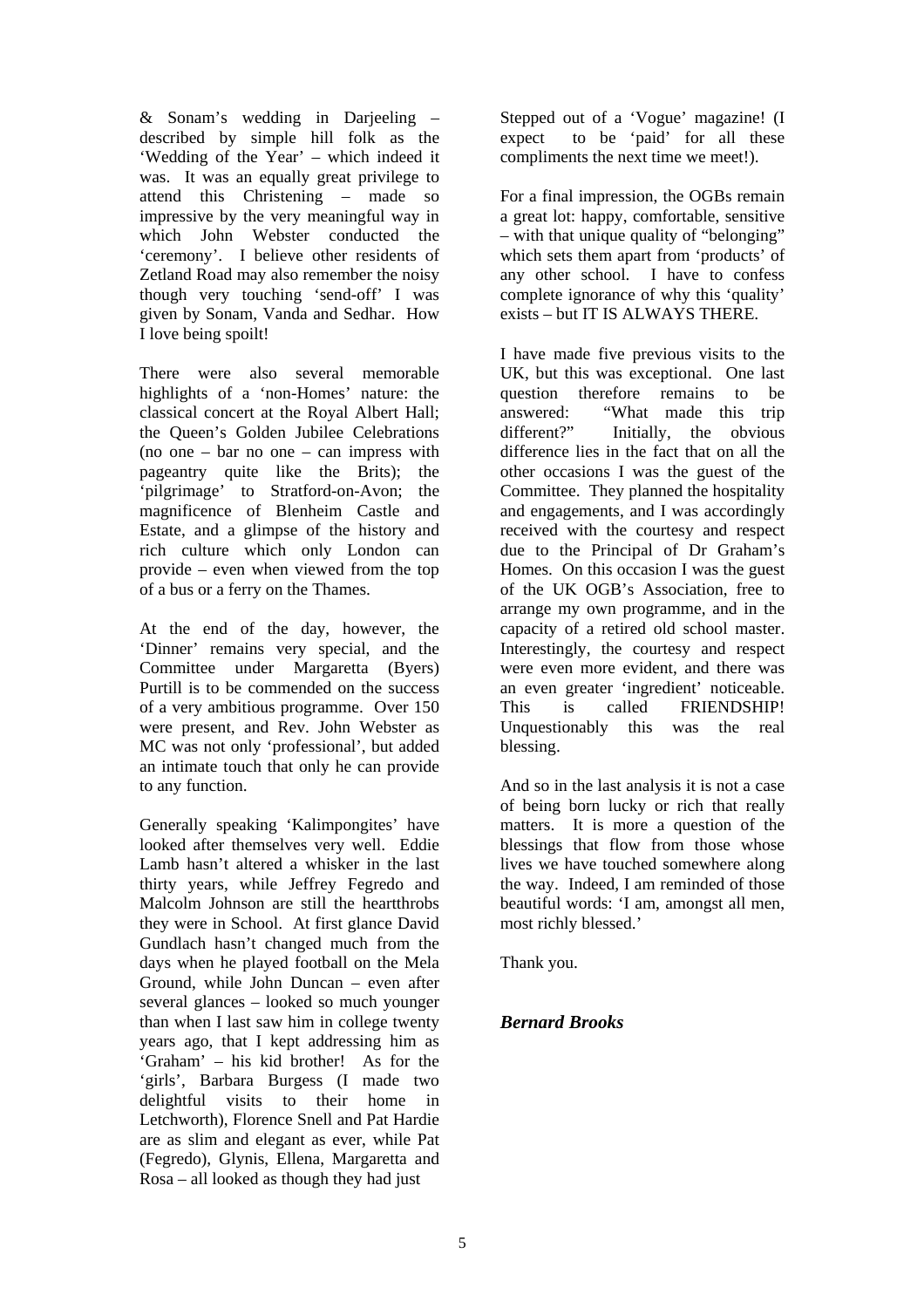& Sonam's wedding in Darjeeling – described by simple hill folk as the 'Wedding of the Year' – which indeed it was. It was an equally great privilege to attend this Christening – made so impressive by the very meaningful way in which John Webster conducted the 'ceremony'. I believe other residents of Zetland Road may also remember the noisy though very touching 'send-off' I was given by Sonam, Vanda and Sedhar. How I love being spoilt!

There were also several memorable highlights of a 'non-Homes' nature: the classical concert at the Royal Albert Hall; the Queen's Golden Jubilee Celebrations (no one – bar no one – can impress with pageantry quite like the Brits); the 'pilgrimage' to Stratford-on-Avon; the magnificence of Blenheim Castle and Estate, and a glimpse of the history and rich culture which only London can provide – even when viewed from the top of a bus or a ferry on the Thames.

At the end of the day, however, the 'Dinner' remains very special, and the Committee under Margaretta (Byers) Purtill is to be commended on the success of a very ambitious programme. Over 150 were present, and Rev. John Webster as MC was not only 'professional', but added an intimate touch that only he can provide to any function.

Generally speaking 'Kalimpongites' have looked after themselves very well. Eddie Lamb hasn't altered a whisker in the last thirty years, while Jeffrey Fegredo and Malcolm Johnson are still the heartthrobs they were in School. At first glance David Gundlach hasn't changed much from the days when he played football on the Mela Ground, while John Duncan – even after several glances – looked so much younger than when I last saw him in college twenty years ago, that I kept addressing him as 'Graham' – his kid brother! As for the 'girls', Barbara Burgess (I made two delightful visits to their home in Letchworth), Florence Snell and Pat Hardie are as slim and elegant as ever, while Pat (Fegredo), Glynis, Ellena, Margaretta and Rosa – all looked as though they had just Stepped out of a 'Vogue' magazine! (I expect to be 'paid' for all these compliments the next time we meet!).

For a final impression, the OGBs remain a great lot: happy, comfortable, sensitive – with that unique quality of "belonging" which sets them apart from 'products' of any other school. I have to confess complete ignorance of why this 'quality' exists – but IT IS ALWAYS THERE.

I have made five previous visits to the UK, but this was exceptional. One last question therefore remains to be answered: "What made this trip different?" Initially, the obvious difference lies in the fact that on all the other occasions I was the guest of the Committee. They planned the hospitality and engagements, and I was accordingly received with the courtesy and respect due to the Principal of Dr Graham's Homes. On this occasion I was the guest of the UK OGB's Association, free to arrange my own programme, and in the capacity of a retired old school master. Interestingly, the courtesy and respect were even more evident, and there was an even greater 'ingredient' noticeable. This is called FRIENDSHIP! Unquestionably this was the real blessing.

And so in the last analysis it is not a case of being born lucky or rich that really matters. It is more a question of the blessings that flow from those whose lives we have touched somewhere along the way. Indeed, I am reminded of those beautiful words: 'I am, amongst all men, most richly blessed.'

Thank you.

***Bernard Brooks***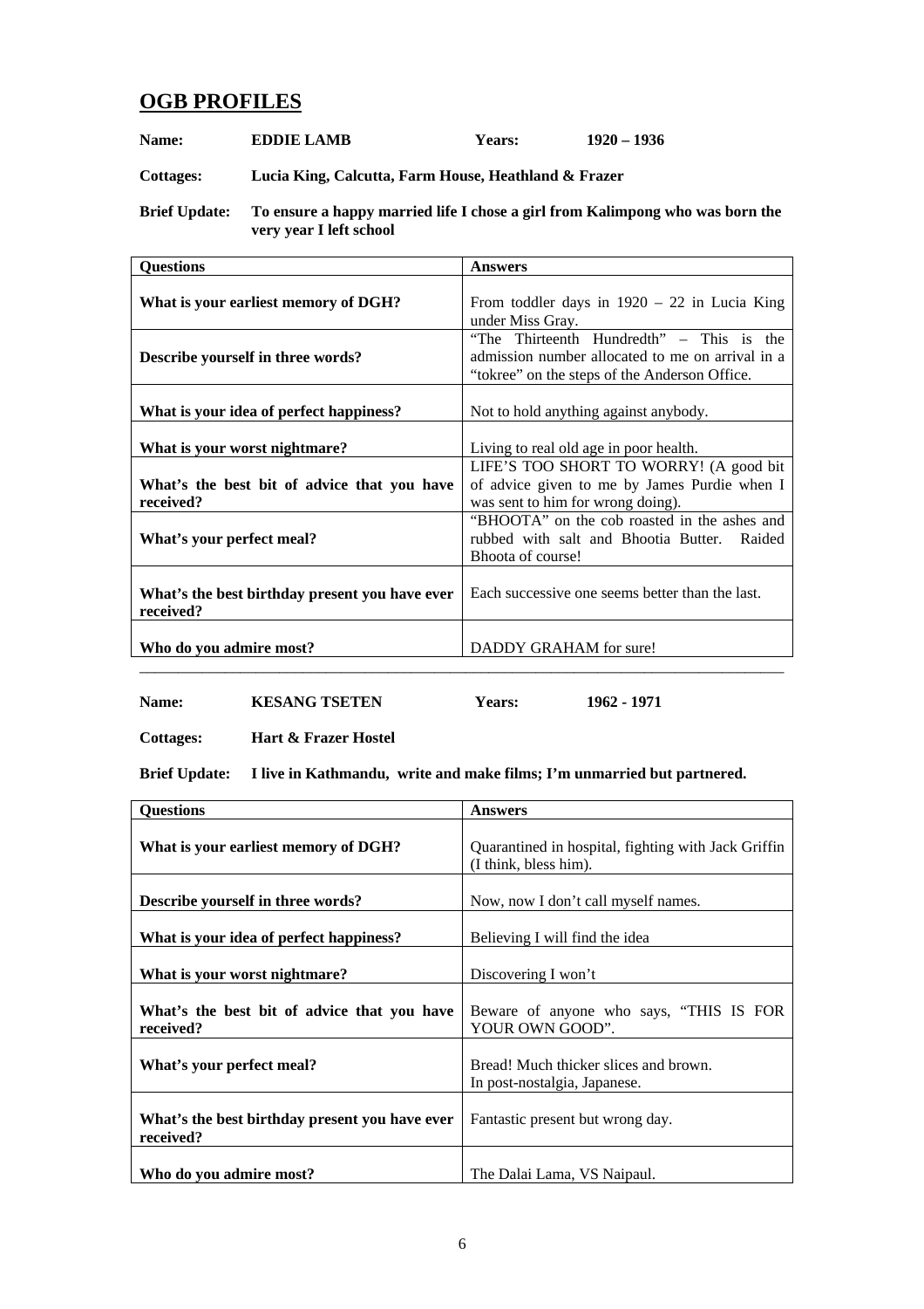## OGB PROFILES

**Name:** **EDDIE LAMB** **Years:** **1920 – 1936**

**Cottages:** **Lucia King, Calcutta, Farm House, Heathland & Frazer**

**Brief Update:** **To ensure a happy married life I chose a girl from Kalimpong who was born the very year I left school**

| Questions | Answers |
|---|---|
| **What is your earliest memory of DGH?** | From toddler days in 1920 – 22 in Lucia King under Miss Gray. |
| **Describe yourself in three words?** | "The Thirteenth Hundredth" – This is the admission number allocated to me on arrival in a "tokree" on the steps of the Anderson Office. |
| **What is your idea of perfect happiness?** | Not to hold anything against anybody. |
| **What is your worst nightmare?** | Living to real old age in poor health. |
| **What's the best bit of advice that you have received?** | LIFE'S TOO SHORT TO WORRY! (A good bit of advice given to me by James Purdie when I was sent to him for wrong doing). |
| **What's your perfect meal?** | "BHOOTA" on the cob roasted in the ashes and rubbed with salt and Bhootia Butter. Raided Bhoota of course! |
| **What's the best birthday present you have ever received?** | Each successive one seems better than the last. |
| **Who do you admire most?** | DADDY GRAHAM for sure! |

---

**Name:** **KESANG TSETEN** **Years:** **1962 - 1971**

**Cottages:** **Hart & Frazer Hostel**

**Brief Update:** **I live in Kathmandu, write and make films; I'm unmarried but partnered.**

| Questions | Answers |
|---|---|
| **What is your earliest memory of DGH?** | Quarantined in hospital, fighting with Jack Griffin (I think, bless him). |
| **Describe yourself in three words?** | Now, now I don't call myself names. |
| **What is your idea of perfect happiness?** | Believing I will find the idea |
| **What is your worst nightmare?** | Discovering I won't |
| **What's the best bit of advice that you have received?** | Beware of anyone who says, "THIS IS FOR YOUR OWN GOOD". |
| **What's your perfect meal?** | Bread! Much thicker slices and brown. In post-nostalgia, Japanese. |
| **What's the best birthday present you have ever received?** | Fantastic present but wrong day. |
| **Who do you admire most?** | The Dalai Lama, VS Naipaul. |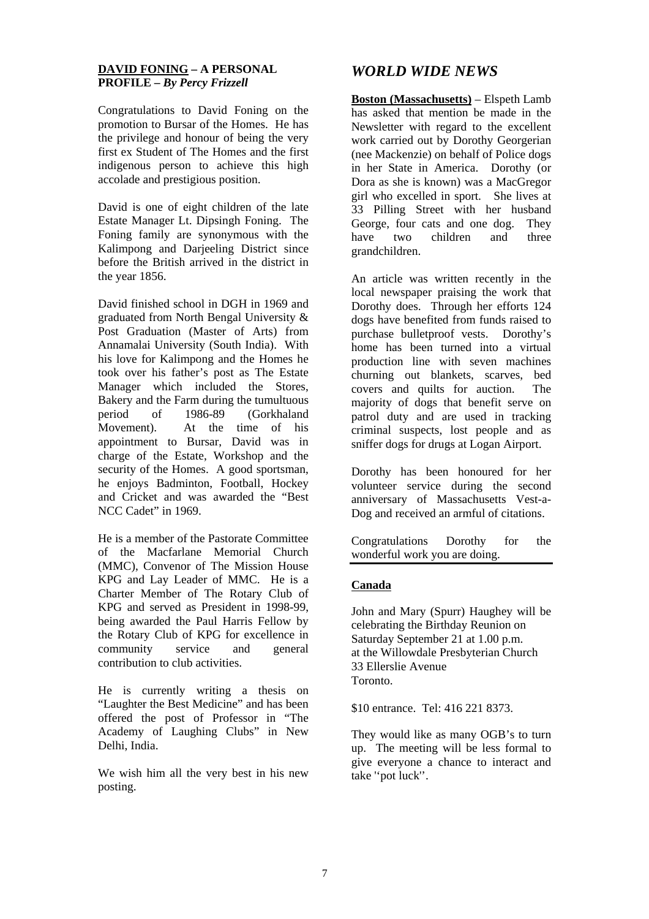**DAVID FONING – A PERSONAL PROFILE –** ***By Percy Frizzell***

Congratulations to David Foning on the promotion to Bursar of the Homes. He has the privilege and honour of being the very first ex Student of The Homes and the first indigenous person to achieve this high accolade and prestigious position.

David is one of eight children of the late Estate Manager Lt. Dipsingh Foning. The Foning family are synonymous with the Kalimpong and Darjeeling District since before the British arrived in the district in the year 1856.

David finished school in DGH in 1969 and graduated from North Bengal University & Post Graduation (Master of Arts) from Annamalai University (South India). With his love for Kalimpong and the Homes he took over his father's post as The Estate Manager which included the Stores, Bakery and the Farm during the tumultuous period of 1986-89 (Gorkhaland Movement). At the time of his appointment to Bursar, David was in charge of the Estate, Workshop and the security of the Homes. A good sportsman, he enjoys Badminton, Football, Hockey and Cricket and was awarded the "Best NCC Cadet" in 1969.

He is a member of the Pastorate Committee of the Macfarlane Memorial Church (MMC), Convenor of The Mission House KPG and Lay Leader of MMC. He is a Charter Member of The Rotary Club of KPG and served as President in 1998-99, being awarded the Paul Harris Fellow by the Rotary Club of KPG for excellence in community service and general contribution to club activities.

He is currently writing a thesis on "Laughter the Best Medicine" and has been offered the post of Professor in "The Academy of Laughing Clubs" in New Delhi, India.

We wish him all the very best in his new posting.

## *WORLD WIDE NEWS*

**Boston (Massachusetts)** – Elspeth Lamb has asked that mention be made in the Newsletter with regard to the excellent work carried out by Dorothy Georgerian (nee Mackenzie) on behalf of Police dogs in her State in America. Dorothy (or Dora as she is known) was a MacGregor girl who excelled in sport. She lives at 33 Pilling Street with her husband George, four cats and one dog. They have two children and three grandchildren.

An article was written recently in the local newspaper praising the work that Dorothy does. Through her efforts 124 dogs have benefited from funds raised to purchase bulletproof vests. Dorothy's home has been turned into a virtual production line with seven machines churning out blankets, scarves, bed covers and quilts for auction. The majority of dogs that benefit serve on patrol duty and are used in tracking criminal suspects, lost people and as sniffer dogs for drugs at Logan Airport.

Dorothy has been honoured for her volunteer service during the second anniversary of Massachusetts Vest-a-Dog and received an armful of citations.

Congratulations Dorothy for the wonderful work you are doing.

**Canada**

John and Mary (Spurr) Haughey will be celebrating the Birthday Reunion on Saturday September 21 at 1.00 p.m.
at the Willowdale Presbyterian Church
33 Ellerslie Avenue
Toronto.

$10 entrance. Tel: 416 221 8373.

They would like as many OGB's to turn up. The meeting will be less formal to give everyone a chance to interact and take ''pot luck''.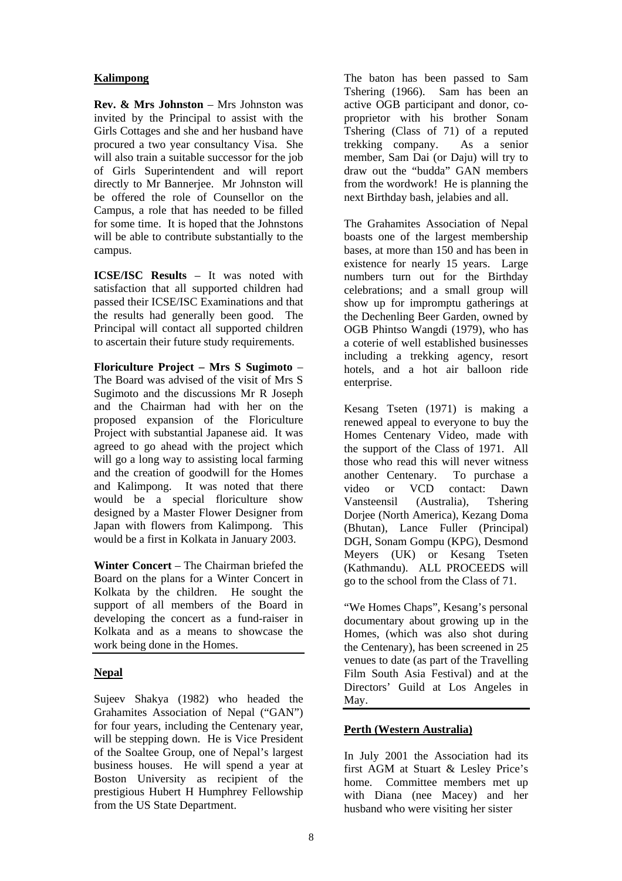## Kalimpong

**Rev. & Mrs Johnston** – Mrs Johnston was invited by the Principal to assist with the Girls Cottages and she and her husband have procured a two year consultancy Visa. She will also train a suitable successor for the job of Girls Superintendent and will report directly to Mr Bannerjee. Mr Johnston will be offered the role of Counsellor on the Campus, a role that has needed to be filled for some time. It is hoped that the Johnstons will be able to contribute substantially to the campus.

**ICSE/ISC Results** – It was noted with satisfaction that all supported children had passed their ICSE/ISC Examinations and that the results had generally been good. The Principal will contact all supported children to ascertain their future study requirements.

**Floriculture Project – Mrs S Sugimoto** – The Board was advised of the visit of Mrs S Sugimoto and the discussions Mr R Joseph and the Chairman had with her on the proposed expansion of the Floriculture Project with substantial Japanese aid. It was agreed to go ahead with the project which will go a long way to assisting local farming and the creation of goodwill for the Homes and Kalimpong. It was noted that there would be a special floriculture show designed by a Master Flower Designer from Japan with flowers from Kalimpong. This would be a first in Kolkata in January 2003.

**Winter Concert** – The Chairman briefed the Board on the plans for a Winter Concert in Kolkata by the children. He sought the support of all members of the Board in developing the concert as a fund-raiser in Kolkata and as a means to showcase the work being done in the Homes.

## Nepal

Sujeev Shakya (1982) who headed the Grahamites Association of Nepal ("GAN") for four years, including the Centenary year, will be stepping down. He is Vice President of the Soaltee Group, one of Nepal's largest business houses. He will spend a year at Boston University as recipient of the prestigious Hubert H Humphrey Fellowship from the US State Department.

The baton has been passed to Sam Tshering (1966). Sam has been an active OGB participant and donor, co-proprietor with his brother Sonam Tshering (Class of 71) of a reputed trekking company. As a senior member, Sam Dai (or Daju) will try to draw out the "budda" GAN members from the wordwork! He is planning the next Birthday bash, jelabies and all.

The Grahamites Association of Nepal boasts one of the largest membership bases, at more than 150 and has been in existence for nearly 15 years. Large numbers turn out for the Birthday celebrations; and a small group will show up for impromptu gatherings at the Dechenling Beer Garden, owned by OGB Phintso Wangdi (1979), who has a coterie of well established businesses including a trekking agency, resort hotels, and a hot air balloon ride enterprise.

Kesang Tseten (1971) is making a renewed appeal to everyone to buy the Homes Centenary Video, made with the support of the Class of 1971. All those who read this will never witness another Centenary. To purchase a video or VCD contact: Dawn Vansteensil (Australia), Tshering Dorjee (North America), Kezang Doma (Bhutan), Lance Fuller (Principal) DGH, Sonam Gompu (KPG), Desmond Meyers (UK) or Kesang Tseten (Kathmandu). ALL PROCEEDS will go to the school from the Class of 71.

"We Homes Chaps", Kesang's personal documentary about growing up in the Homes, (which was also shot during the Centenary), has been screened in 25 venues to date (as part of the Travelling Film South Asia Festival) and at the Directors' Guild at Los Angeles in May.

## Perth (Western Australia)

In July 2001 the Association had its first AGM at Stuart & Lesley Price's home. Committee members met up with Diana (nee Macey) and her husband who were visiting her sister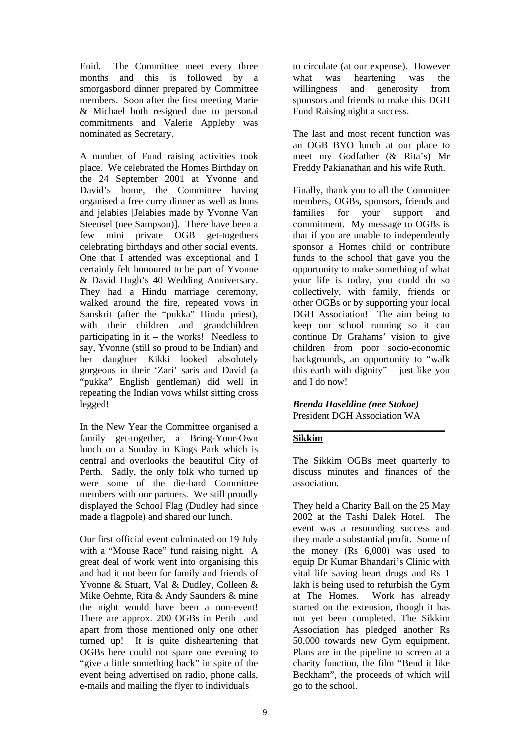Enid. The Committee meet every three months and this is followed by a smorgasbord dinner prepared by Committee members. Soon after the first meeting Marie & Michael both resigned due to personal commitments and Valerie Appleby was nominated as Secretary.

A number of Fund raising activities took place. We celebrated the Homes Birthday on the 24 September 2001 at Yvonne and David's home, the Committee having organised a free curry dinner as well as buns and jelabies [Jelabies made by Yvonne Van Steensel (nee Sampson)]. There have been a few mini private OGB get-togethers celebrating birthdays and other social events. One that I attended was exceptional and I certainly felt honoured to be part of Yvonne & David Hugh's 40 Wedding Anniversary. They had a Hindu marriage ceremony, walked around the fire, repeated vows in Sanskrit (after the "pukka" Hindu priest), with their children and grandchildren participating in it – the works! Needless to say, Yvonne (still so proud to be Indian) and her daughter Kikki looked absolutely gorgeous in their 'Zari' saris and David (a "pukka" English gentleman) did well in repeating the Indian vows whilst sitting cross legged!

In the New Year the Committee organised a family get-together, a Bring-Your-Own lunch on a Sunday in Kings Park which is central and overlooks the beautiful City of Perth. Sadly, the only folk who turned up were some of the die-hard Committee members with our partners. We still proudly displayed the School Flag (Dudley had since made a flagpole) and shared our lunch.

Our first official event culminated on 19 July with a "Mouse Race" fund raising night. A great deal of work went into organising this and had it not been for family and friends of Yvonne & Stuart, Val & Dudley, Colleen & Mike Oehme, Rita & Andy Saunders & mine the night would have been a non-event! There are approx. 200 OGBs in Perth and apart from those mentioned only one other turned up! It is quite disheartening that OGBs here could not spare one evening to "give a little something back" in spite of the event being advertised on radio, phone calls, e-mails and mailing the flyer to individuals to circulate (at our expense). However what was heartening was the willingness and generosity from sponsors and friends to make this DGH Fund Raising night a success.

The last and most recent function was an OGB BYO lunch at our place to meet my Godfather (& Rita's) Mr Freddy Pakianathan and his wife Ruth.

Finally, thank you to all the Committee members, OGBs, sponsors, friends and families for your support and commitment. My message to OGBs is that if you are unable to independently sponsor a Homes child or contribute funds to the school that gave you the opportunity to make something of what your life is today, you could do so collectively, with family, friends or other OGBs or by supporting your local DGH Association! The aim being to keep our school running so it can continue Dr Grahams' vision to give children from poor socio-economic backgrounds, an opportunity to "walk this earth with dignity" – just like you and I do now!

***Brenda Haseldine (nee Stokoe)***
President DGH Association WA

---

**Sikkim**

The Sikkim OGBs meet quarterly to discuss minutes and finances of the association.

They held a Charity Ball on the 25 May 2002 at the Tashi Dalek Hotel. The event was a resounding success and they made a substantial profit. Some of the money (Rs 6,000) was used to equip Dr Kumar Bhandari's Clinic with vital life saving heart drugs and Rs 1 lakh is being used to refurbish the Gym at The Homes. Work has already started on the extension, though it has not yet been completed. The Sikkim Association has pledged another Rs 50,000 towards new Gym equipment. Plans are in the pipeline to screen at a charity function, the film "Bend it like Beckham", the proceeds of which will go to the school.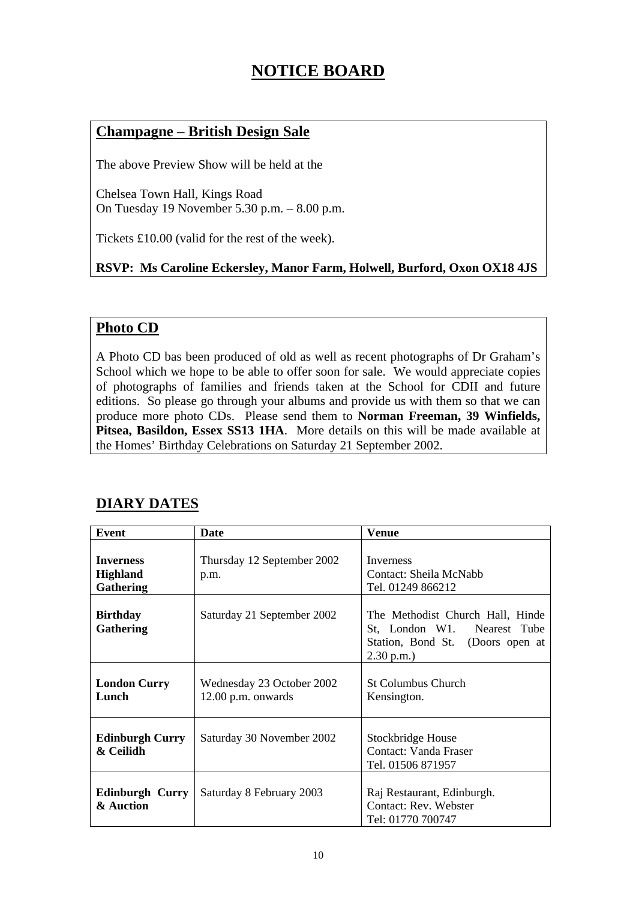# NOTICE BOARD

## Champagne – British Design Sale

The above Preview Show will be held at the

Chelsea Town Hall, Kings Road
On Tuesday 19 November 5.30 p.m. – 8.00 p.m.

Tickets £10.00 (valid for the rest of the week).

**RSVP: Ms Caroline Eckersley, Manor Farm, Holwell, Burford, Oxon OX18 4JS**

## Photo CD

A Photo CD bas been produced of old as well as recent photographs of Dr Graham's School which we hope to be able to offer soon for sale. We would appreciate copies of photographs of families and friends taken at the School for CDII and future editions. So please go through your albums and provide us with them so that we can produce more photo CDs. Please send them to **Norman Freeman, 39 Winfields, Pitsea, Basildon, Essex SS13 1HA**. More details on this will be made available at the Homes' Birthday Celebrations on Saturday 21 September 2002.

## DIARY DATES

| Event | Date | Venue |
|---|---|---|
| **Inverness Highland Gathering** | Thursday 12 September 2002 p.m. | Inverness<br>Contact: Sheila McNabb<br>Tel. 01249 866212 |
| **Birthday Gathering** | Saturday 21 September 2002 | The Methodist Church Hall, Hinde St, London W1. Nearest Tube Station, Bond St. (Doors open at 2.30 p.m.) |
| **London Curry Lunch** | Wednesday 23 October 2002<br>12.00 p.m. onwards | St Columbus Church<br>Kensington. |
| **Edinburgh Curry & Ceilidh** | Saturday 30 November 2002 | Stockbridge House<br>Contact: Vanda Fraser<br>Tel. 01506 871957 |
| **Edinburgh Curry & Auction** | Saturday 8 February 2003 | Raj Restaurant, Edinburgh.<br>Contact: Rev. Webster<br>Tel: 01770 700747 |